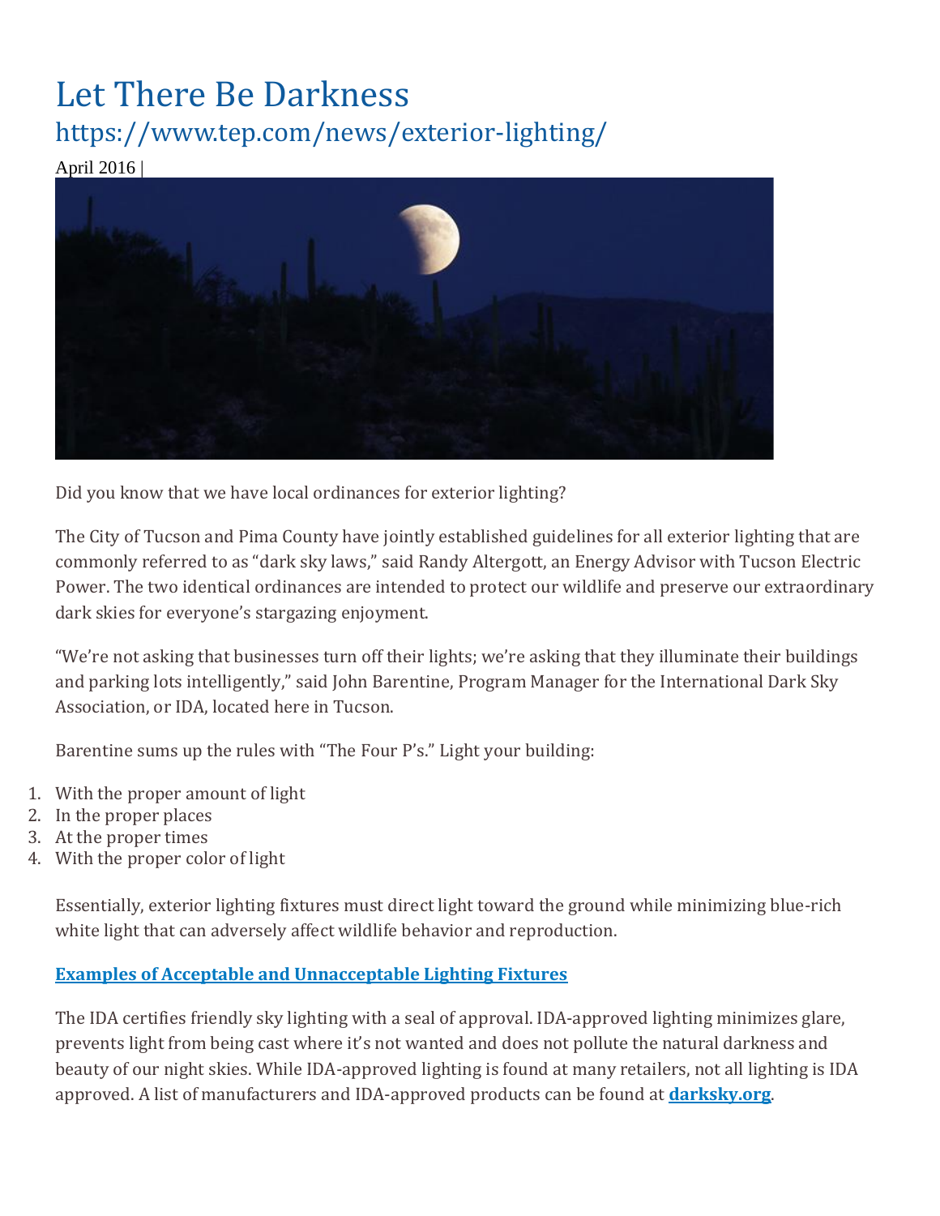# Let There Be Darkness

## https://www.tep.com/news/exterior-lighting/

April 2016 |

Did you know that we have local ordinances for exterior lighting?

The City of Tucson and Pima County have jointly established guidelines for all exterior lighting that are commonly referred to as "dark sky laws," said Randy Altergott, an Energy Advisor with Tucson Electric Power. The two identical ordinances are intended to protect our wildlife and preserve our extraordinary dark skies for everyone's stargazing enjoyment.

"We're not asking that businesses turn off their lights; we're asking that they illuminate their buildings and parking lots intelligently," said John Barentine, Program Manager for the International Dark Sky Association, or IDA, located here in Tucson.

Barentine sums up the rules with "The Four P's." Light your building:

1. With the proper amount of light
2. In the proper places
3. At the proper times
4. With the proper color of light

Essentially, exterior lighting fixtures must direct light toward the ground while minimizing blue-rich white light that can adversely affect wildlife behavior and reproduction.

**Examples of Acceptable and Unnacceptable Lighting Fixtures**

The IDA certifies friendly sky lighting with a seal of approval. IDA-approved lighting minimizes glare, prevents light from being cast where it's not wanted and does not pollute the natural darkness and beauty of our night skies. While IDA-approved lighting is found at many retailers, not all lighting is IDA approved. A list of manufacturers and IDA-approved products can be found at **darksky.org**.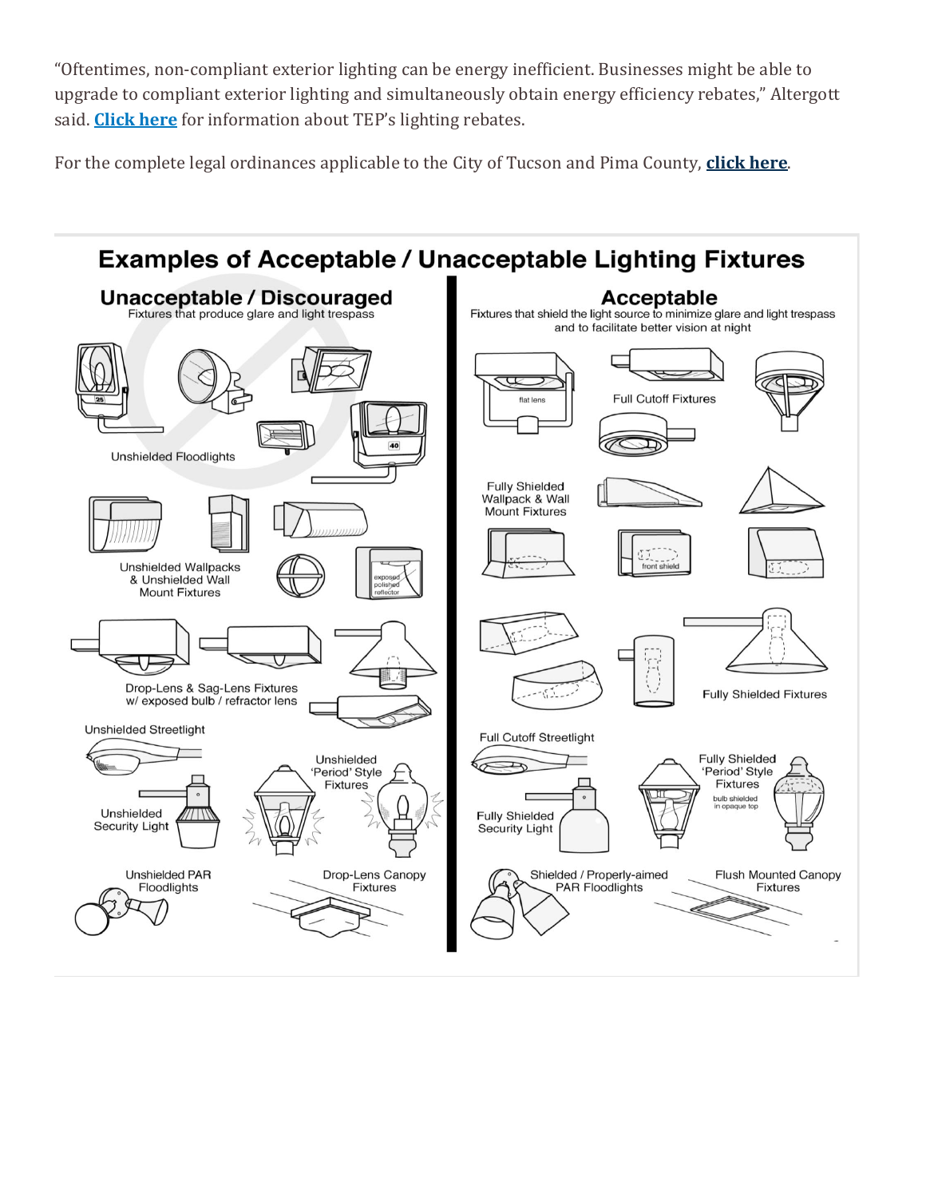"Oftentimes, non-compliant exterior lighting can be energy inefficient. Businesses might be able to upgrade to compliant exterior lighting and simultaneously obtain energy efficiency rebates," Altergott said. **Click here** for information about TEP's lighting rebates.

For the complete legal ordinances applicable to the City of Tucson and Pima County, **click here**.

# Examples of Acceptable / Unacceptable Lighting Fixtures

## Unacceptable / Discouraged

Fixtures that produce glare and light trespass

Unshielded Floodlights

Unshielded Wallpacks & Unshielded Wall Mount Fixtures

exposed polished reflector

Drop-Lens & Sag-Lens Fixtures w/ exposed bulb / refractor lens

Unshielded Streetlight

Unshielded Security Light

Unshielded 'Period' Style Fixtures

Unshielded PAR Floodlights

Drop-Lens Canopy Fixtures

## Acceptable

Fixtures that shield the light source to minimize glare and light trespass and to facilitate better vision at night

flat lens

Full Cutoff Fixtures

Fully Shielded Wallpack & Wall Mount Fixtures

front shield

Fully Shielded Fixtures

Full Cutoff Streetlight

Fully Shielded Security Light

Fully Shielded 'Period' Style Fixtures

bulb shielded in opaque top

Shielded / Properly-aimed PAR Floodlights

Flush Mounted Canopy Fixtures